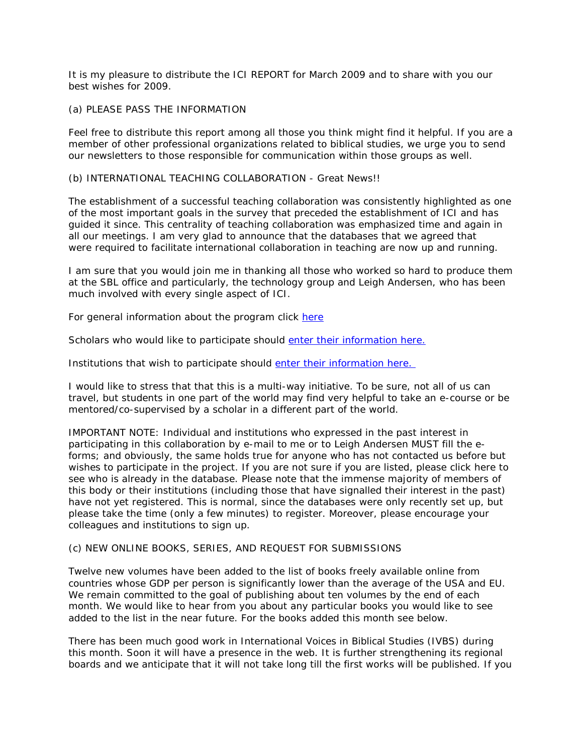It is my pleasure to distribute the ICI REPORT for March 2009 and to share with you our best wishes for 2009.

(a) PLEASE PASS THE INFORMATION

Feel free to distribute this report among all those you think might find it helpful. If you are a member of other professional organizations related to biblical studies, we urge you to send our newsletters to those responsible for communication within those groups as well.

(b) INTERNATIONAL TEACHING COLLABORATION - Great News!!

The establishment of a successful teaching collaboration was consistently highlighted as one of the most important goals in the survey that preceded the establishment of ICI and has guided it since. This centrality of teaching collaboration was emphasized time and again in all our meetings. I am very glad to announce that the databases that we agreed that were required to facilitate international collaboration in teaching are now up and running.

I am sure that you would join me in thanking all those who worked so hard to produce them at the SBL office and particularly, the technology group and Leigh Andersen, who has been much involved with every single aspect of ICI.

For general information about the program click here

Scholars who would like to participate should enter their information here.

Institutions that wish to participate should enter their information here.

I would like to stress that that this is a multi-way initiative. To be sure, not all of us can travel, but students in one part of the world may find very helpful to take an e-course or be mentored/co-supervised by a scholar in a different part of the world.

IMPORTANT NOTE: Individual and institutions who expressed in the past interest in participating in this collaboration by e-mail to me or to Leigh Andersen MUST fill the e-forms; and obviously, the same holds true for anyone who has not contacted us before but wishes to participate in the project. If you are not sure if you are listed, please click here to see who is already in the database. Please note that the immense majority of members of this body or their institutions (including those that have signalled their interest in the past) have not yet registered. This is normal, since the databases were only recently set up, but please take the time (only a few minutes) to register. Moreover, please encourage your colleagues and institutions to sign up.

(c) NEW ONLINE BOOKS, SERIES, AND REQUEST FOR SUBMISSIONS

Twelve new volumes have been added to the list of books freely available online from countries whose GDP per person is significantly lower than the average of the USA and EU. We remain committed to the goal of publishing about ten volumes by the end of each month. We would like to hear from you about any particular books you would like to see added to the list in the near future. For the books added this month see below.

There has been much good work in International Voices in Biblical Studies (IVBS) during this month. Soon it will have a presence in the web. It is further strengthening its regional boards and we anticipate that it will not take long till the first works will be published. If you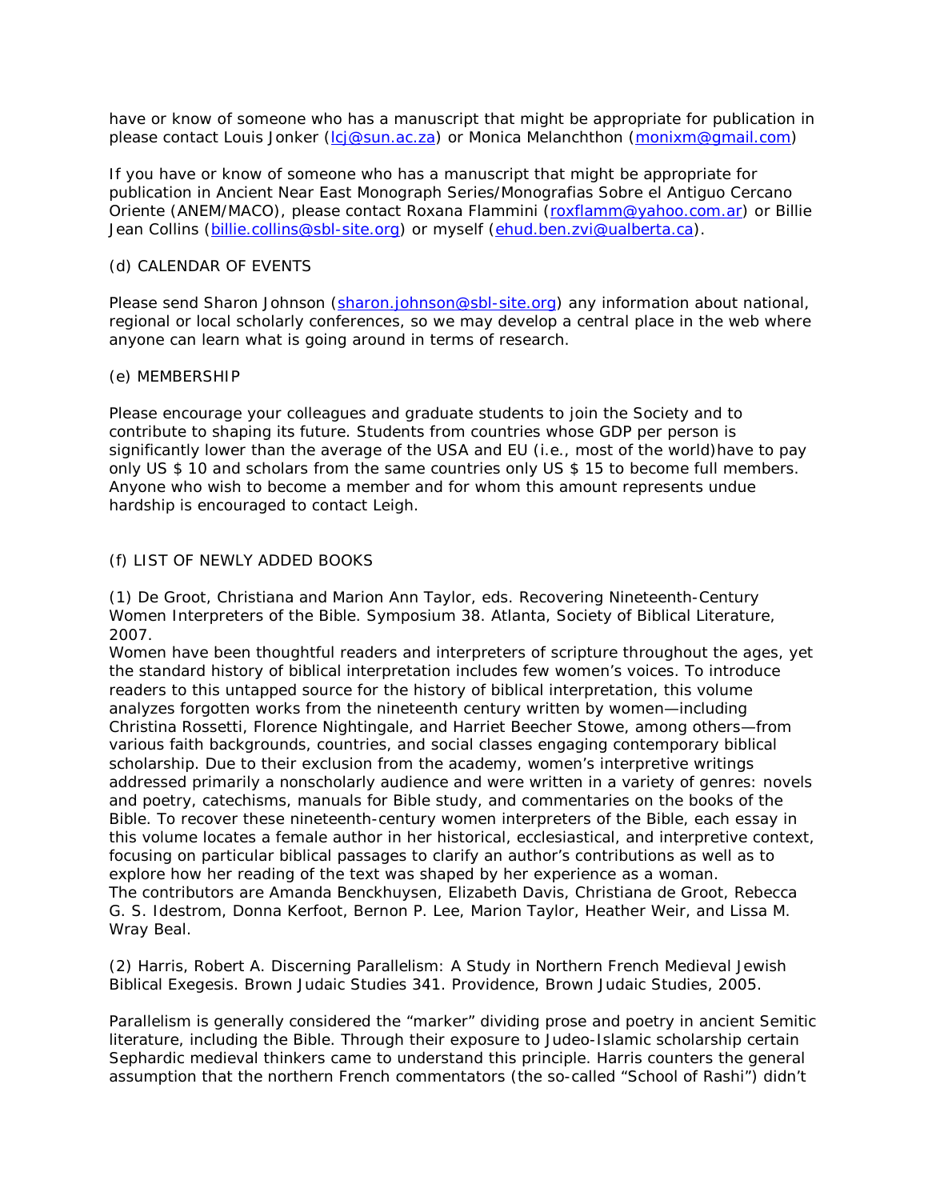have or know of someone who has a manuscript that might be appropriate for publication in please contact Louis Jonker (lcj@sun.ac.za) or Monica Melanchthon (monixm@gmail.com)

If you have or know of someone who has a manuscript that might be appropriate for publication in Ancient Near East Monograph Series/Monografias Sobre el Antiguo Cercano Oriente (ANEM/MACO), please contact Roxana Flammini (roxflamm@yahoo.com.ar) or Billie Jean Collins (billie.collins@sbl-site.org) or myself (ehud.ben.zvi@ualberta.ca).

(d) CALENDAR OF EVENTS

Please send Sharon Johnson (sharon.johnson@sbl-site.org) any information about national, regional or local scholarly conferences, so we may develop a central place in the web where anyone can learn what is going around in terms of research.

(e) MEMBERSHIP

Please encourage your colleagues and graduate students to join the Society and to contribute to shaping its future. Students from countries whose GDP per person is significantly lower than the average of the USA and EU (i.e., most of the world)have to pay only US $ 10 and scholars from the same countries only US $ 15 to become full members. Anyone who wish to become a member and for whom this amount represents undue hardship is encouraged to contact Leigh.

(f) LIST OF NEWLY ADDED BOOKS

(1) De Groot, Christiana and Marion Ann Taylor, eds. Recovering Nineteenth-Century Women Interpreters of the Bible. Symposium 38. Atlanta, Society of Biblical Literature, 2007.
Women have been thoughtful readers and interpreters of scripture throughout the ages, yet the standard history of biblical interpretation includes few women's voices. To introduce readers to this untapped source for the history of biblical interpretation, this volume analyzes forgotten works from the nineteenth century written by women—including Christina Rossetti, Florence Nightingale, and Harriet Beecher Stowe, among others—from various faith backgrounds, countries, and social classes engaging contemporary biblical scholarship. Due to their exclusion from the academy, women's interpretive writings addressed primarily a nonscholarly audience and were written in a variety of genres: novels and poetry, catechisms, manuals for Bible study, and commentaries on the books of the Bible. To recover these nineteenth-century women interpreters of the Bible, each essay in this volume locates a female author in her historical, ecclesiastical, and interpretive context, focusing on particular biblical passages to clarify an author's contributions as well as to explore how her reading of the text was shaped by her experience as a woman.
The contributors are Amanda Benckhuysen, Elizabeth Davis, Christiana de Groot, Rebecca G. S. Idestrom, Donna Kerfoot, Bernon P. Lee, Marion Taylor, Heather Weir, and Lissa M. Wray Beal.

(2) Harris, Robert A. Discerning Parallelism: A Study in Northern French Medieval Jewish Biblical Exegesis. Brown Judaic Studies 341. Providence, Brown Judaic Studies, 2005.

Parallelism is generally considered the "marker" dividing prose and poetry in ancient Semitic literature, including the Bible. Through their exposure to Judeo-Islamic scholarship certain Sephardic medieval thinkers came to understand this principle. Harris counters the general assumption that the northern French commentators (the so-called "School of Rashi") didn't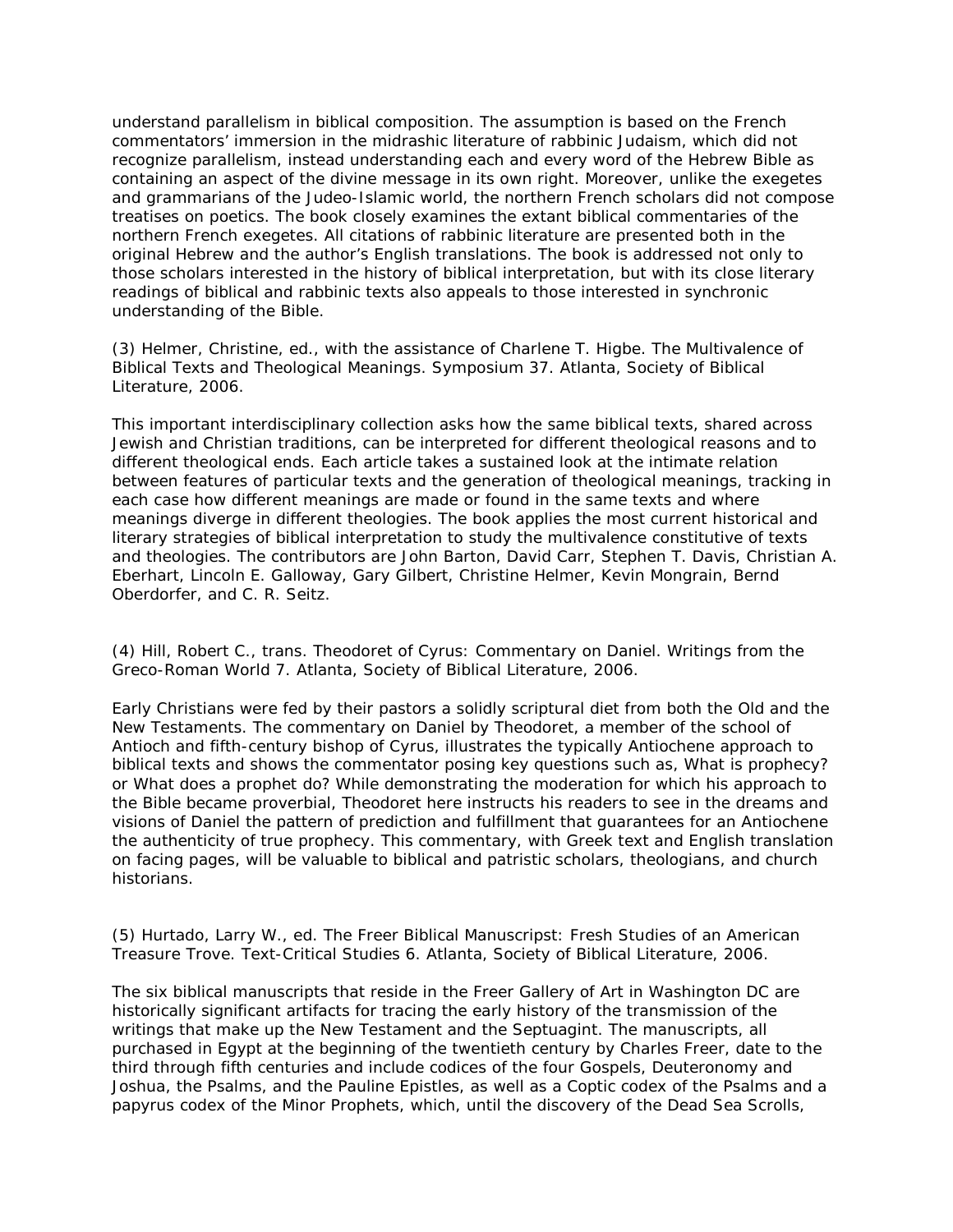understand parallelism in biblical composition. The assumption is based on the French commentators' immersion in the midrashic literature of rabbinic Judaism, which did not recognize parallelism, instead understanding each and every word of the Hebrew Bible as containing an aspect of the divine message in its own right. Moreover, unlike the exegetes and grammarians of the Judeo-Islamic world, the northern French scholars did not compose treatises on poetics. The book closely examines the extant biblical commentaries of the northern French exegetes. All citations of rabbinic literature are presented both in the original Hebrew and the author's English translations. The book is addressed not only to those scholars interested in the history of biblical interpretation, but with its close literary readings of biblical and rabbinic texts also appeals to those interested in synchronic understanding of the Bible.

(3) Helmer, Christine, ed., with the assistance of Charlene T. Higbe. The Multivalence of Biblical Texts and Theological Meanings. Symposium 37. Atlanta, Society of Biblical Literature, 2006.

This important interdisciplinary collection asks how the same biblical texts, shared across Jewish and Christian traditions, can be interpreted for different theological reasons and to different theological ends. Each article takes a sustained look at the intimate relation between features of particular texts and the generation of theological meanings, tracking in each case how different meanings are made or found in the same texts and where meanings diverge in different theologies. The book applies the most current historical and literary strategies of biblical interpretation to study the multivalence constitutive of texts and theologies. The contributors are John Barton, David Carr, Stephen T. Davis, Christian A. Eberhart, Lincoln E. Galloway, Gary Gilbert, Christine Helmer, Kevin Mongrain, Bernd Oberdorfer, and C. R. Seitz.

(4) Hill, Robert C., trans. Theodoret of Cyrus: Commentary on Daniel. Writings from the Greco-Roman World 7. Atlanta, Society of Biblical Literature, 2006.

Early Christians were fed by their pastors a solidly scriptural diet from both the Old and the New Testaments. The commentary on Daniel by Theodoret, a member of the school of Antioch and fifth-century bishop of Cyrus, illustrates the typically Antiochene approach to biblical texts and shows the commentator posing key questions such as, What is prophecy? or What does a prophet do? While demonstrating the moderation for which his approach to the Bible became proverbial, Theodoret here instructs his readers to see in the dreams and visions of Daniel the pattern of prediction and fulfillment that guarantees for an Antiochene the authenticity of true prophecy. This commentary, with Greek text and English translation on facing pages, will be valuable to biblical and patristic scholars, theologians, and church historians.

(5) Hurtado, Larry W., ed. The Freer Biblical Manuscripst: Fresh Studies of an American Treasure Trove. Text-Critical Studies 6. Atlanta, Society of Biblical Literature, 2006.

The six biblical manuscripts that reside in the Freer Gallery of Art in Washington DC are historically significant artifacts for tracing the early history of the transmission of the writings that make up the New Testament and the Septuagint. The manuscripts, all purchased in Egypt at the beginning of the twentieth century by Charles Freer, date to the third through fifth centuries and include codices of the four Gospels, Deuteronomy and Joshua, the Psalms, and the Pauline Epistles, as well as a Coptic codex of the Psalms and a papyrus codex of the Minor Prophets, which, until the discovery of the Dead Sea Scrolls,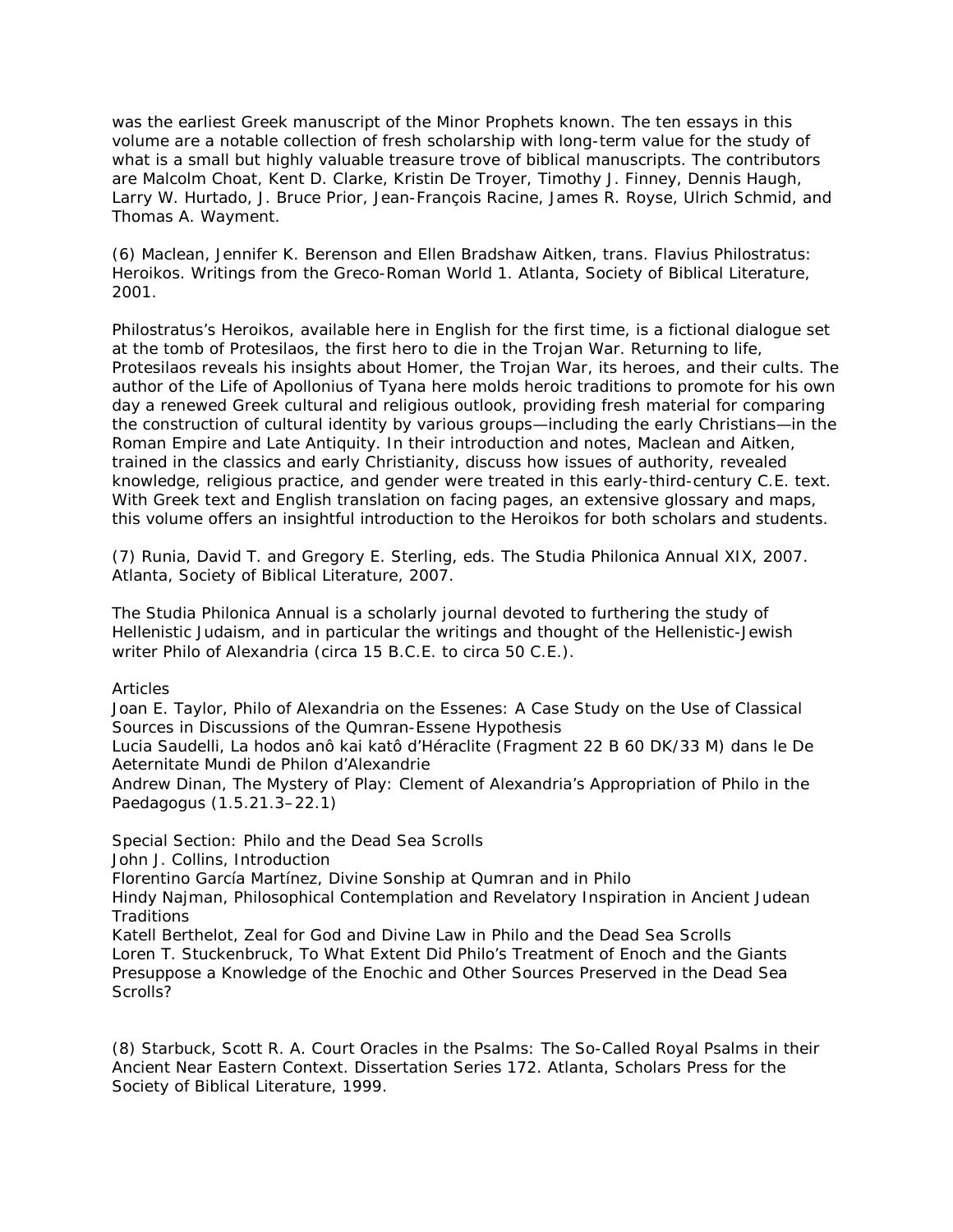was the earliest Greek manuscript of the Minor Prophets known. The ten essays in this volume are a notable collection of fresh scholarship with long-term value for the study of what is a small but highly valuable treasure trove of biblical manuscripts. The contributors are Malcolm Choat, Kent D. Clarke, Kristin De Troyer, Timothy J. Finney, Dennis Haugh, Larry W. Hurtado, J. Bruce Prior, Jean-François Racine, James R. Royse, Ulrich Schmid, and Thomas A. Wayment.

(6) Maclean, Jennifer K. Berenson and Ellen Bradshaw Aitken, trans. Flavius Philostratus: Heroikos. Writings from the Greco-Roman World 1. Atlanta, Society of Biblical Literature, 2001.

Philostratus's Heroikos, available here in English for the first time, is a fictional dialogue set at the tomb of Protesilaos, the first hero to die in the Trojan War. Returning to life, Protesilaos reveals his insights about Homer, the Trojan War, its heroes, and their cults. The author of the Life of Apollonius of Tyana here molds heroic traditions to promote for his own day a renewed Greek cultural and religious outlook, providing fresh material for comparing the construction of cultural identity by various groups—including the early Christians—in the Roman Empire and Late Antiquity. In their introduction and notes, Maclean and Aitken, trained in the classics and early Christianity, discuss how issues of authority, revealed knowledge, religious practice, and gender were treated in this early-third-century C.E. text. With Greek text and English translation on facing pages, an extensive glossary and maps, this volume offers an insightful introduction to the Heroikos for both scholars and students.

(7) Runia, David T. and Gregory E. Sterling, eds. The Studia Philonica Annual XIX, 2007. Atlanta, Society of Biblical Literature, 2007.

The Studia Philonica Annual is a scholarly journal devoted to furthering the study of Hellenistic Judaism, and in particular the writings and thought of the Hellenistic-Jewish writer Philo of Alexandria (circa 15 B.C.E. to circa 50 C.E.).

Articles
Joan E. Taylor, Philo of Alexandria on the Essenes: A Case Study on the Use of Classical Sources in Discussions of the Qumran-Essene Hypothesis
Lucia Saudelli, La hodos anô kai katô d'Héraclite (Fragment 22 B 60 DK/33 M) dans le De Aeternitate Mundi de Philon d'Alexandrie
Andrew Dinan, The Mystery of Play: Clement of Alexandria's Appropriation of Philo in the Paedagogus (1.5.21.3–22.1)

Special Section: Philo and the Dead Sea Scrolls
John J. Collins, Introduction
Florentino García Martínez, Divine Sonship at Qumran and in Philo
Hindy Najman, Philosophical Contemplation and Revelatory Inspiration in Ancient Judean Traditions
Katell Berthelot, Zeal for God and Divine Law in Philo and the Dead Sea Scrolls
Loren T. Stuckenbruck, To What Extent Did Philo's Treatment of Enoch and the Giants Presuppose a Knowledge of the Enochic and Other Sources Preserved in the Dead Sea Scrolls?

(8) Starbuck, Scott R. A. Court Oracles in the Psalms: The So-Called Royal Psalms in their Ancient Near Eastern Context. Dissertation Series 172. Atlanta, Scholars Press for the Society of Biblical Literature, 1999.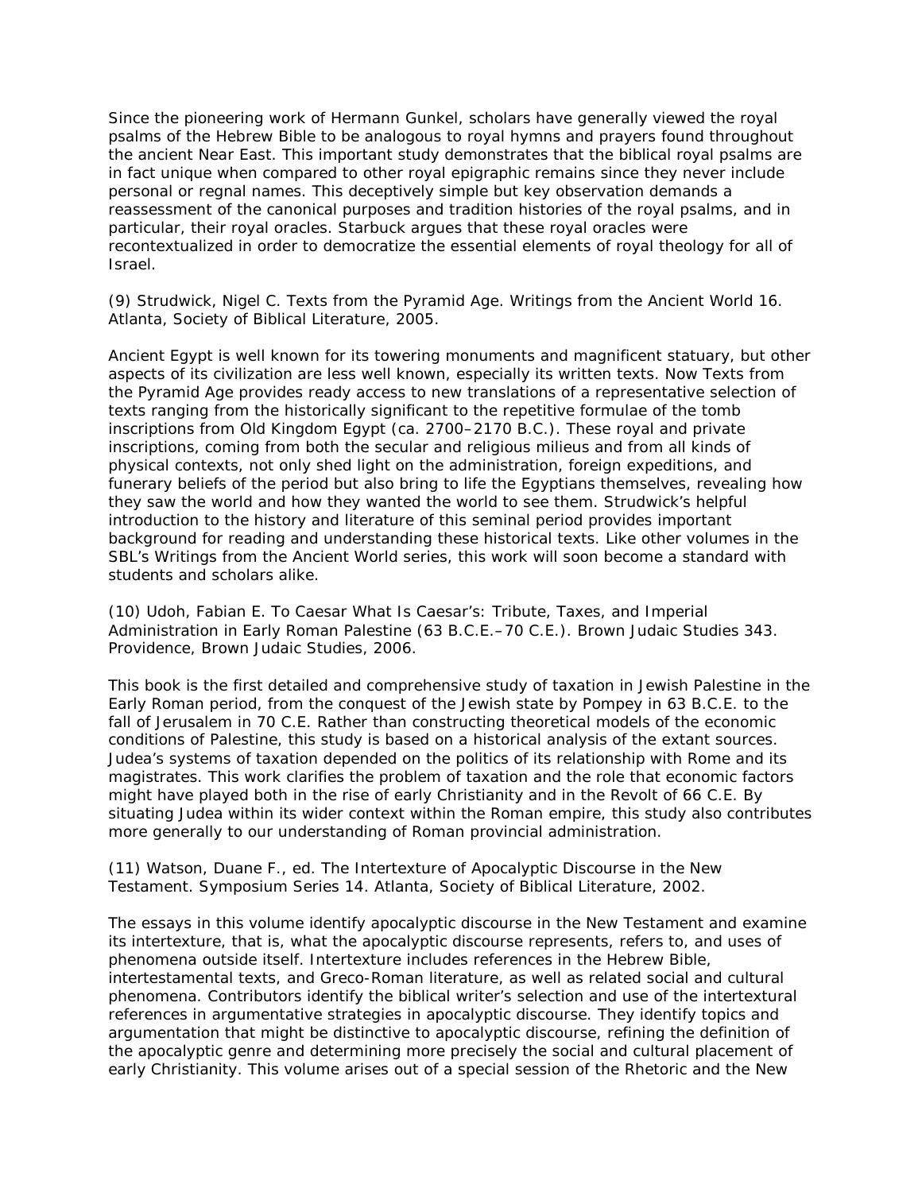Since the pioneering work of Hermann Gunkel, scholars have generally viewed the royal psalms of the Hebrew Bible to be analogous to royal hymns and prayers found throughout the ancient Near East. This important study demonstrates that the biblical royal psalms are in fact unique when compared to other royal epigraphic remains since they never include personal or regnal names. This deceptively simple but key observation demands a reassessment of the canonical purposes and tradition histories of the royal psalms, and in particular, their royal oracles. Starbuck argues that these royal oracles were recontextualized in order to democratize the essential elements of royal theology for all of Israel.

(9) Strudwick, Nigel C. Texts from the Pyramid Age. Writings from the Ancient World 16. Atlanta, Society of Biblical Literature, 2005.

Ancient Egypt is well known for its towering monuments and magnificent statuary, but other aspects of its civilization are less well known, especially its written texts. Now Texts from the Pyramid Age provides ready access to new translations of a representative selection of texts ranging from the historically significant to the repetitive formulae of the tomb inscriptions from Old Kingdom Egypt (ca. 2700–2170 B.C.). These royal and private inscriptions, coming from both the secular and religious milieus and from all kinds of physical contexts, not only shed light on the administration, foreign expeditions, and funerary beliefs of the period but also bring to life the Egyptians themselves, revealing how they saw the world and how they wanted the world to see them. Strudwick's helpful introduction to the history and literature of this seminal period provides important background for reading and understanding these historical texts. Like other volumes in the SBL's Writings from the Ancient World series, this work will soon become a standard with students and scholars alike.

(10) Udoh, Fabian E. To Caesar What Is Caesar's: Tribute, Taxes, and Imperial Administration in Early Roman Palestine (63 B.C.E.–70 C.E.). Brown Judaic Studies 343. Providence, Brown Judaic Studies, 2006.

This book is the first detailed and comprehensive study of taxation in Jewish Palestine in the Early Roman period, from the conquest of the Jewish state by Pompey in 63 B.C.E. to the fall of Jerusalem in 70 C.E. Rather than constructing theoretical models of the economic conditions of Palestine, this study is based on a historical analysis of the extant sources. Judea's systems of taxation depended on the politics of its relationship with Rome and its magistrates. This work clarifies the problem of taxation and the role that economic factors might have played both in the rise of early Christianity and in the Revolt of 66 C.E. By situating Judea within its wider context within the Roman empire, this study also contributes more generally to our understanding of Roman provincial administration.

(11) Watson, Duane F., ed. The Intertexture of Apocalyptic Discourse in the New Testament. Symposium Series 14. Atlanta, Society of Biblical Literature, 2002.

The essays in this volume identify apocalyptic discourse in the New Testament and examine its intertexture, that is, what the apocalyptic discourse represents, refers to, and uses of phenomena outside itself. Intertexture includes references in the Hebrew Bible, intertestamental texts, and Greco-Roman literature, as well as related social and cultural phenomena. Contributors identify the biblical writer's selection and use of the intertextual references in argumentative strategies in apocalyptic discourse. They identify topics and argumentation that might be distinctive to apocalyptic discourse, refining the definition of the apocalyptic genre and determining more precisely the social and cultural placement of early Christianity. This volume arises out of a special session of the Rhetoric and the New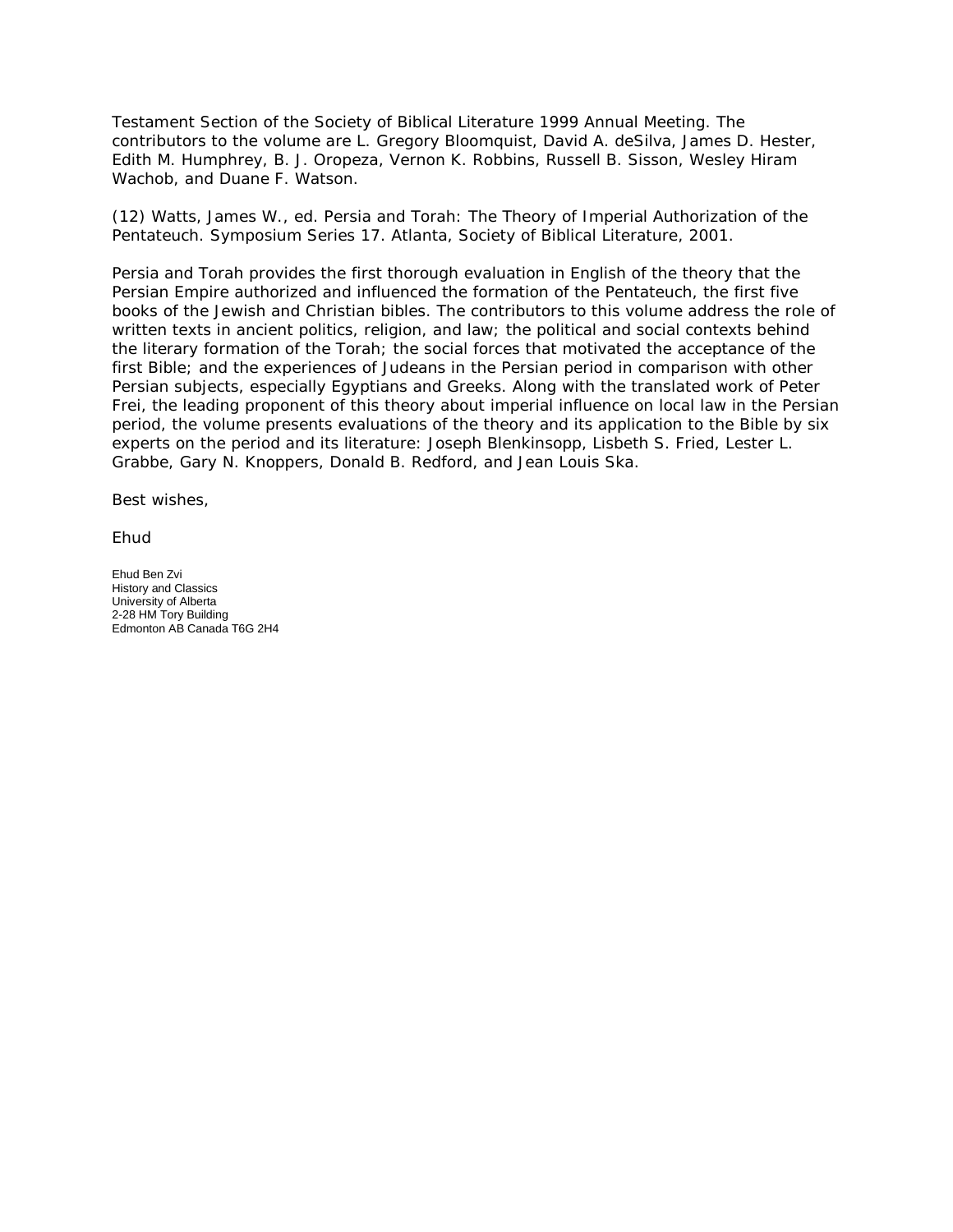Testament Section of the Society of Biblical Literature 1999 Annual Meeting. The contributors to the volume are L. Gregory Bloomquist, David A. deSilva, James D. Hester, Edith M. Humphrey, B. J. Oropeza, Vernon K. Robbins, Russell B. Sisson, Wesley Hiram Wachob, and Duane F. Watson.

(12) Watts, James W., ed. Persia and Torah: The Theory of Imperial Authorization of the Pentateuch. Symposium Series 17. Atlanta, Society of Biblical Literature, 2001.

Persia and Torah provides the first thorough evaluation in English of the theory that the Persian Empire authorized and influenced the formation of the Pentateuch, the first five books of the Jewish and Christian bibles. The contributors to this volume address the role of written texts in ancient politics, religion, and law; the political and social contexts behind the literary formation of the Torah; the social forces that motivated the acceptance of the first Bible; and the experiences of Judeans in the Persian period in comparison with other Persian subjects, especially Egyptians and Greeks. Along with the translated work of Peter Frei, the leading proponent of this theory about imperial influence on local law in the Persian period, the volume presents evaluations of the theory and its application to the Bible by six experts on the period and its literature: Joseph Blenkinsopp, Lisbeth S. Fried, Lester L. Grabbe, Gary N. Knoppers, Donald B. Redford, and Jean Louis Ska.

Best wishes,

Ehud

Ehud Ben Zvi
History and Classics
University of Alberta
2-28 HM Tory Building
Edmonton AB Canada T6G 2H4